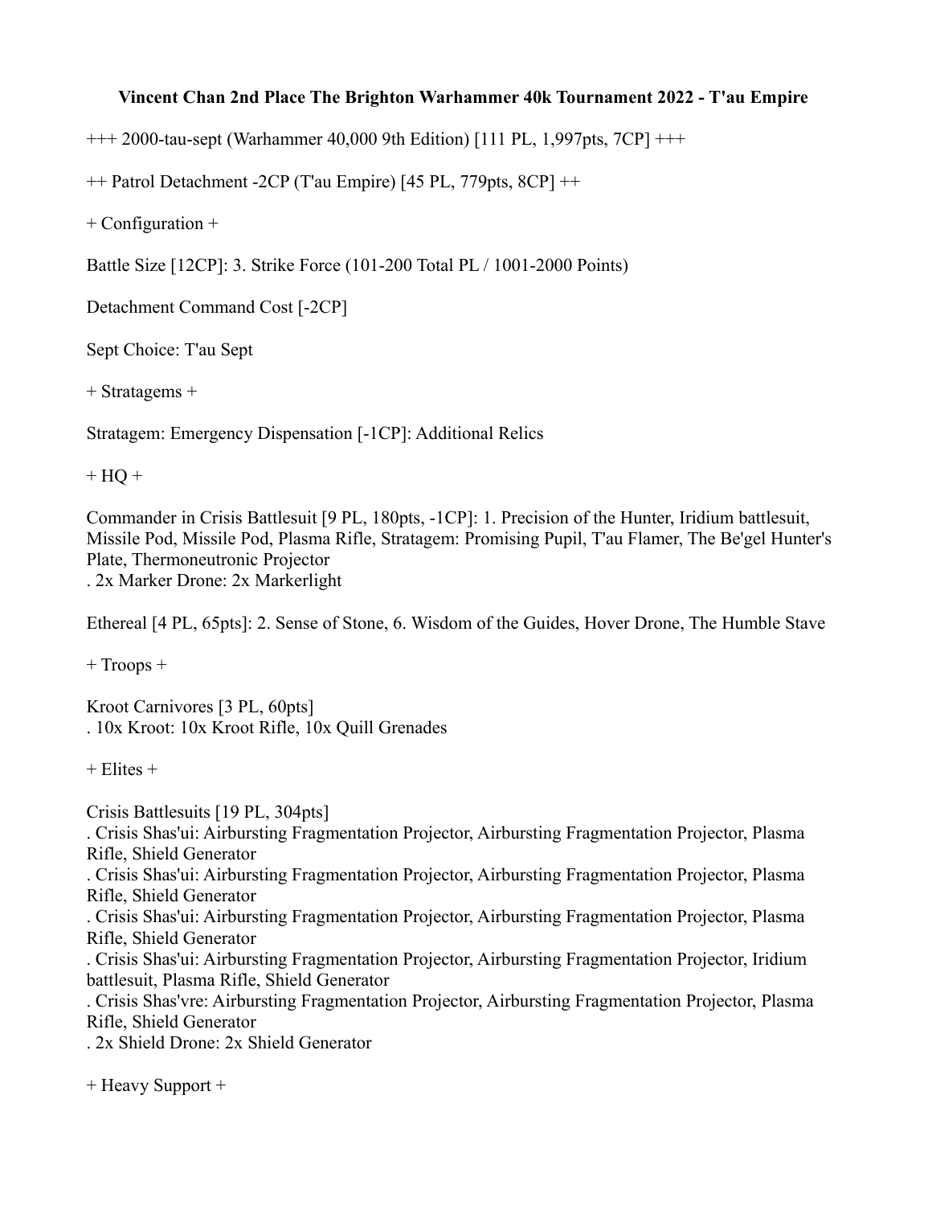**Vincent Chan 2nd Place The Brighton Warhammer 40k Tournament 2022 - T'au Empire**

+++ 2000-tau-sept (Warhammer 40,000 9th Edition) [111 PL, 1,997pts, 7CP] +++

++ Patrol Detachment -2CP (T'au Empire) [45 PL, 779pts, 8CP] ++

+ Configuration +

Battle Size [12CP]: 3. Strike Force (101-200 Total PL / 1001-2000 Points)

Detachment Command Cost [-2CP]

Sept Choice: T'au Sept

+ Stratagems +

Stratagem: Emergency Dispensation [-1CP]: Additional Relics

+ HQ +

Commander in Crisis Battlesuit [9 PL, 180pts, -1CP]: 1. Precision of the Hunter, Iridium battlesuit, Missile Pod, Missile Pod, Plasma Rifle, Stratagem: Promising Pupil, T'au Flamer, The Be'gel Hunter's Plate, Thermoneutronic Projector
. 2x Marker Drone: 2x Markerlight

Ethereal [4 PL, 65pts]: 2. Sense of Stone, 6. Wisdom of the Guides, Hover Drone, The Humble Stave

+ Troops +

Kroot Carnivores [3 PL, 60pts]
. 10x Kroot: 10x Kroot Rifle, 10x Quill Grenades

+ Elites +

Crisis Battlesuits [19 PL, 304pts]
. Crisis Shas'ui: Airbursting Fragmentation Projector, Airbursting Fragmentation Projector, Plasma Rifle, Shield Generator
. Crisis Shas'ui: Airbursting Fragmentation Projector, Airbursting Fragmentation Projector, Plasma Rifle, Shield Generator
. Crisis Shas'ui: Airbursting Fragmentation Projector, Airbursting Fragmentation Projector, Plasma Rifle, Shield Generator
. Crisis Shas'ui: Airbursting Fragmentation Projector, Airbursting Fragmentation Projector, Iridium battlesuit, Plasma Rifle, Shield Generator
. Crisis Shas'vre: Airbursting Fragmentation Projector, Airbursting Fragmentation Projector, Plasma Rifle, Shield Generator
. 2x Shield Drone: 2x Shield Generator

+ Heavy Support +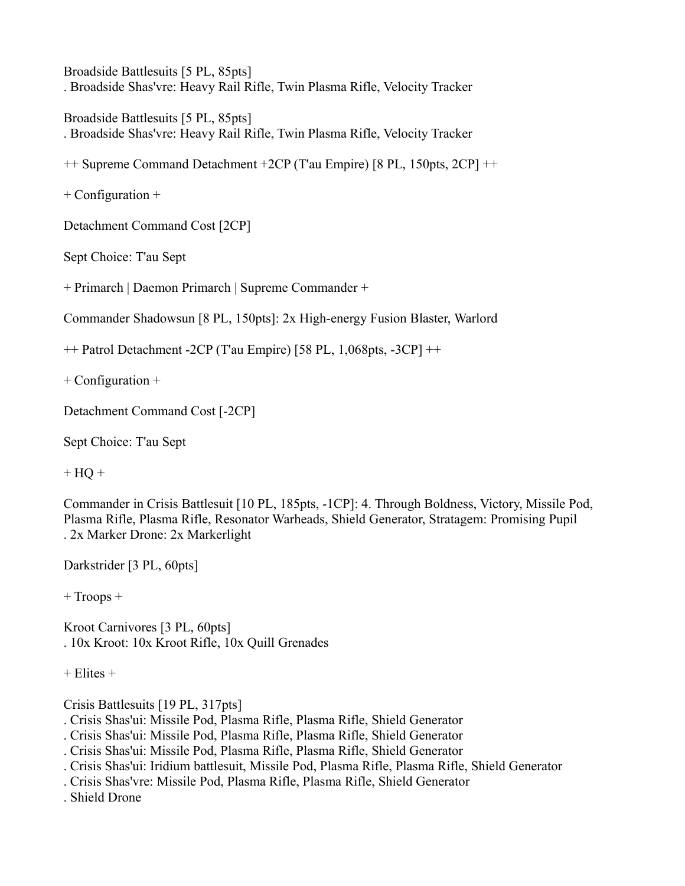Broadside Battlesuits [5 PL, 85pts]
. Broadside Shas'vre: Heavy Rail Rifle, Twin Plasma Rifle, Velocity Tracker

Broadside Battlesuits [5 PL, 85pts]
. Broadside Shas'vre: Heavy Rail Rifle, Twin Plasma Rifle, Velocity Tracker

++ Supreme Command Detachment +2CP (T'au Empire) [8 PL, 150pts, 2CP] ++

+ Configuration +

Detachment Command Cost [2CP]

Sept Choice: T'au Sept

+ Primarch | Daemon Primarch | Supreme Commander +

Commander Shadowsun [8 PL, 150pts]: 2x High-energy Fusion Blaster, Warlord

++ Patrol Detachment -2CP (T'au Empire) [58 PL, 1,068pts, -3CP] ++

+ Configuration +

Detachment Command Cost [-2CP]

Sept Choice: T'au Sept

+ HQ +

Commander in Crisis Battlesuit [10 PL, 185pts, -1CP]: 4. Through Boldness, Victory, Missile Pod, Plasma Rifle, Plasma Rifle, Resonator Warheads, Shield Generator, Stratagem: Promising Pupil
. 2x Marker Drone: 2x Markerlight

Darkstrider [3 PL, 60pts]

+ Troops +

Kroot Carnivores [3 PL, 60pts]
. 10x Kroot: 10x Kroot Rifle, 10x Quill Grenades

+ Elites +

Crisis Battlesuits [19 PL, 317pts]
. Crisis Shas'ui: Missile Pod, Plasma Rifle, Plasma Rifle, Shield Generator
. Crisis Shas'ui: Missile Pod, Plasma Rifle, Plasma Rifle, Shield Generator
. Crisis Shas'ui: Missile Pod, Plasma Rifle, Plasma Rifle, Shield Generator
. Crisis Shas'ui: Iridium battlesuit, Missile Pod, Plasma Rifle, Plasma Rifle, Shield Generator
. Crisis Shas'vre: Missile Pod, Plasma Rifle, Plasma Rifle, Shield Generator
. Shield Drone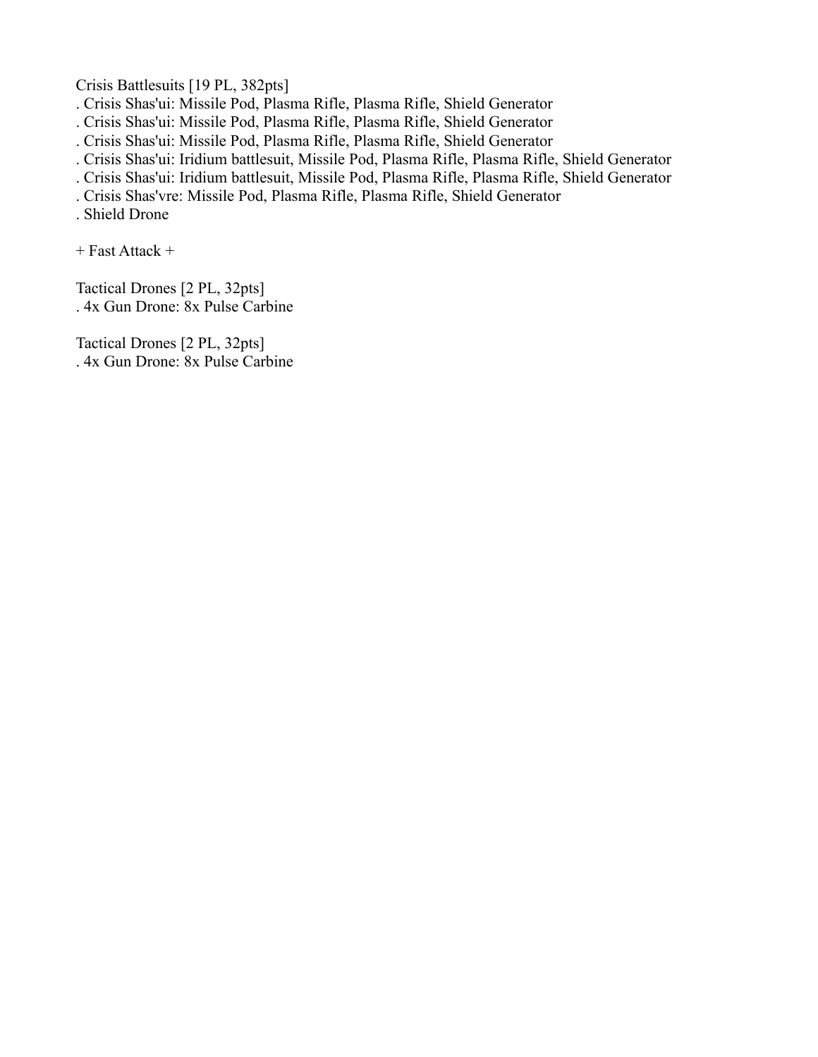Crisis Battlesuits [19 PL, 382pts]
. Crisis Shas'ui: Missile Pod, Plasma Rifle, Plasma Rifle, Shield Generator
. Crisis Shas'ui: Missile Pod, Plasma Rifle, Plasma Rifle, Shield Generator
. Crisis Shas'ui: Missile Pod, Plasma Rifle, Plasma Rifle, Shield Generator
. Crisis Shas'ui: Iridium battlesuit, Missile Pod, Plasma Rifle, Plasma Rifle, Shield Generator
. Crisis Shas'ui: Iridium battlesuit, Missile Pod, Plasma Rifle, Plasma Rifle, Shield Generator
. Crisis Shas'vre: Missile Pod, Plasma Rifle, Plasma Rifle, Shield Generator
. Shield Drone

+ Fast Attack +

Tactical Drones [2 PL, 32pts]
. 4x Gun Drone: 8x Pulse Carbine

Tactical Drones [2 PL, 32pts]
. 4x Gun Drone: 8x Pulse Carbine